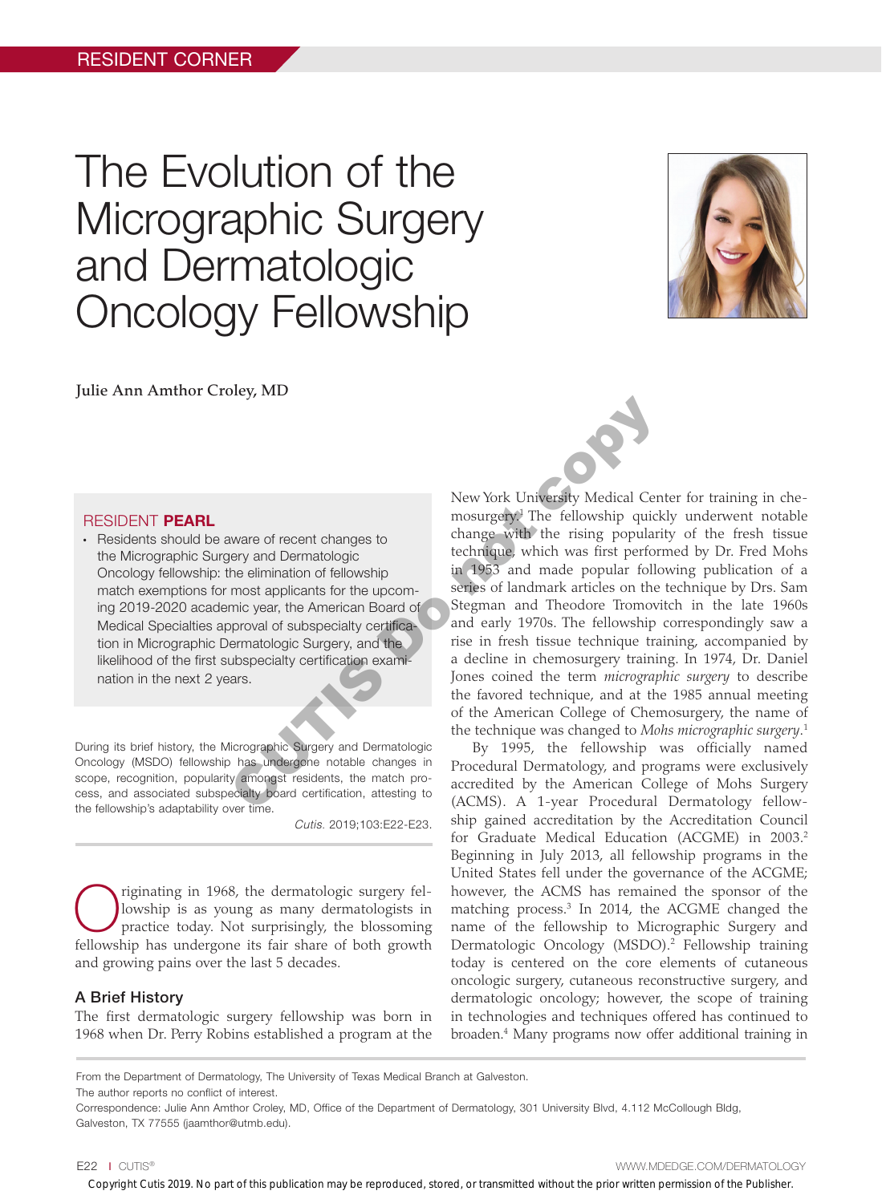RESIDENT CORNER

# The Evolution of the Micrographic Surgery and Dermatologic Oncology Fellowship

**Julie Ann Amthor Croley, MD**

## RESIDENT PEARL

- Residents should be aware of recent changes to the Micrographic Surgery and Dermatologic Oncology fellowship: the elimination of fellowship match exemptions for most applicants for the upcoming 2019-2020 academic year, the American Board of Medical Specialties approval of subspecialty certification in Micrographic Dermatologic Surgery, and the likelihood of the first subspecialty certification examination in the next 2 years.

During its brief history, the Micrographic Surgery and Dermatologic Oncology (MSDO) fellowship has undergone notable changes in scope, recognition, popularity amongst residents, the match process, and associated subspecialty board certification, attesting to the fellowship's adaptability over time.

*Cutis.* 2019;103:E22-E23.

Originating in 1968, the dermatologic surgery fellowship is as young as many dermatologists in practice today. Not surprisingly, the blossoming fellowship has undergone its fair share of both growth and growing pains over the last 5 decades.

## A Brief History

The first dermatologic surgery fellowship was born in 1968 when Dr. Perry Robins established a program at the New York University Medical Center for training in chemosurgery.[1] The fellowship quickly underwent notable change with the rising popularity of the fresh tissue technique, which was first performed by Dr. Fred Mohs in 1953 and made popular following publication of a series of landmark articles on the technique by Drs. Sam Stegman and Theodore Tromovitch in the late 1960s and early 1970s. The fellowship correspondingly saw a rise in fresh tissue technique training, accompanied by a decline in chemosurgery training. In 1974, Dr. Daniel Jones coined the term *micrographic surgery* to describe the favored technique, and at the 1985 annual meeting of the American College of Chemosurgery, the name of the technique was changed to *Mohs micrographic surgery*.[1]

By 1995, the fellowship was officially named Procedural Dermatology, and programs were exclusively accredited by the American College of Mohs Surgery (ACMS). A 1-year Procedural Dermatology fellowship gained accreditation by the Accreditation Council for Graduate Medical Education (ACGME) in 2003.[2] Beginning in July 2013, all fellowship programs in the United States fell under the governance of the ACGME; however, the ACMS has remained the sponsor of the matching process.[3] In 2014, the ACGME changed the name of the fellowship to Micrographic Surgery and Dermatologic Oncology (MSDO).[2] Fellowship training today is centered on the core elements of cutaneous oncologic surgery, cutaneous reconstructive surgery, and dermatologic oncology; however, the scope of training in technologies and techniques offered has continued to broaden.[4] Many programs now offer additional training in

From the Department of Dermatology, The University of Texas Medical Branch at Galveston.

The author reports no conflict of interest.

Correspondence: Julie Ann Amthor Croley, MD, Office of the Department of Dermatology, 301 University Blvd, 4.112 McCollough Bldg, Galveston, TX 77555 (jaamthor@utmb.edu).

Copyright Cutis 2019. No part of this publication may be reproduced, stored, or transmitted without the prior written permission of the Publisher.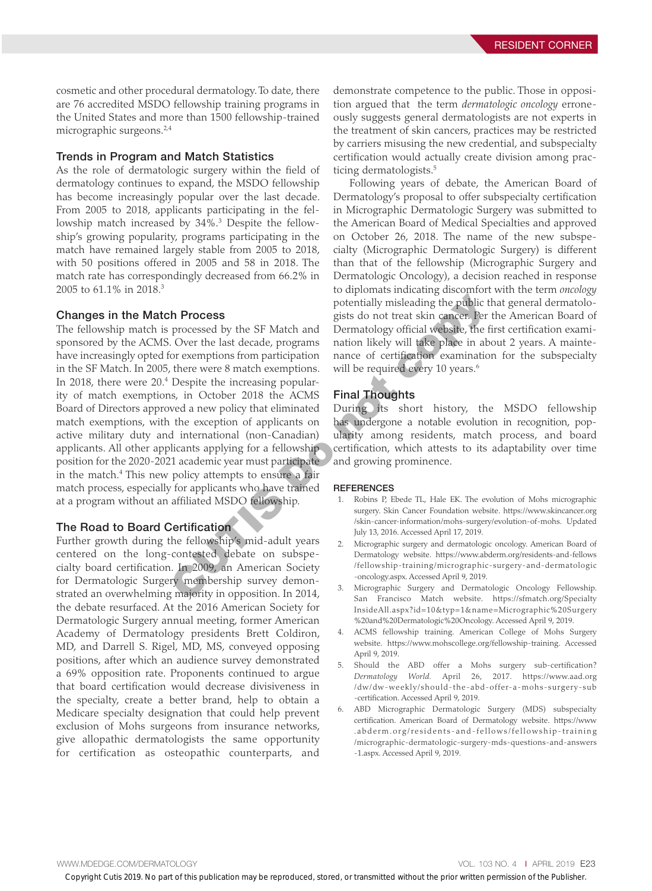cosmetic and other procedural dermatology. To date, there are 76 accredited MSDO fellowship training programs in the United States and more than 1500 fellowship-trained micrographic surgeons.[2,4]

## Trends in Program and Match Statistics

As the role of dermatologic surgery within the field of dermatology continues to expand, the MSDO fellowship has become increasingly popular over the last decade. From 2005 to 2018, applicants participating in the fellowship match increased by 34%.[3] Despite the fellowship's growing popularity, programs participating in the match have remained largely stable from 2005 to 2018, with 50 positions offered in 2005 and 58 in 2018. The match rate has correspondingly decreased from 66.2% in 2005 to 61.1% in 2018.[3]

## Changes in the Match Process

The fellowship match is processed by the SF Match and sponsored by the ACMS. Over the last decade, programs have increasingly opted for exemptions from participation in the SF Match. In 2005, there were 8 match exemptions. In 2018, there were 20.[4] Despite the increasing popularity of match exemptions, in October 2018 the ACMS Board of Directors approved a new policy that eliminated match exemptions, with the exception of applicants on active military duty and international (non-Canadian) applicants. All other applicants applying for a fellowship position for the 2020-2021 academic year must participate in the match.[4] This new policy attempts to ensure a fair match process, especially for applicants who have trained at a program without an affiliated MSDO fellowship.

## The Road to Board Certification

Further growth during the fellowship's mid-adult years centered on the long-contested debate on subspecialty board certification. In 2009, an American Society for Dermatologic Surgery membership survey demonstrated an overwhelming majority in opposition. In 2014, the debate resurfaced. At the 2016 American Society for Dermatologic Surgery annual meeting, former American Academy of Dermatology presidents Brett Coldiron, MD, and Darrell S. Rigel, MD, MS, conveyed opposing positions, after which an audience survey demonstrated a 69% opposition rate. Proponents continued to argue that board certification would decrease divisiveness in the specialty, create a better brand, help to obtain a Medicare specialty designation that could help prevent exclusion of Mohs surgeons from insurance networks, give allopathic dermatologists the same opportunity for certification as osteopathic counterparts, and demonstrate competence to the public. Those in opposition argued that the term *dermatologic oncology* erroneously suggests general dermatologists are not experts in the treatment of skin cancers, practices may be restricted by carriers misusing the new credential, and subspecialty certification would actually create division among practicing dermatologists.[5]

Following years of debate, the American Board of Dermatology's proposal to offer subspecialty certification in Micrographic Dermatologic Surgery was submitted to the American Board of Medical Specialties and approved on October 26, 2018. The name of the new subspecialty (Micrographic Dermatologic Surgery) is different than that of the fellowship (Micrographic Surgery and Dermatologic Oncology), a decision reached in response to diplomats indicating discomfort with the term *oncology* potentially misleading the public that general dermatologists do not treat skin cancer. Per the American Board of Dermatology official website, the first certification examination likely will take place in about 2 years. A maintenance of certification examination for the subspecialty will be required every 10 years.[6]

## Final Thoughts

During its short history, the MSDO fellowship has undergone a notable evolution in recognition, popularity among residents, match process, and board certification, which attests to its adaptability over time and growing prominence.

## REFERENCES

1. Robins P, Ebede TL, Hale EK. The evolution of Mohs micrographic surgery. Skin Cancer Foundation website. https://www.skincancer.org/skin-cancer-information/mohs-surgery/evolution-of-mohs. Updated July 13, 2016. Accessed April 17, 2019.
2. Micrographic surgery and dermatologic oncology. American Board of Dermatology website. https://www.abderm.org/residents-and-fellows/fellowship-training/micrographic-surgery-and-dermatologic-oncology.aspx. Accessed April 9, 2019.
3. Micrographic Surgery and Dermatologic Oncology Fellowship. San Francisco Match website. https://sfmatch.org/SpecialtyInsideAll.aspx?id=10&typ=1&name=Micrographic%20Surgery%20and%20Dermatologic%20Oncology. Accessed April 9, 2019.
4. ACMS fellowship training. American College of Mohs Surgery website. https://www.mohscollege.org/fellowship-training. Accessed April 9, 2019.
5. Should the ABD offer a Mohs surgery sub-certification? *Dermatology World*. April 26, 2017. https://www.aad.org/dw/dw-weekly/should-the-abd-offer-a-mohs-surgery-sub-certification. Accessed April 9, 2019.
6. ABD Micrographic Dermatologic Surgery (MDS) subspecialty certification. American Board of Dermatology website. https://www.abderm.org/residents-and-fellows/fellowship-training/micrographic-dermatologic-surgery-mds-questions-and-answers-1.aspx. Accessed April 9, 2019.